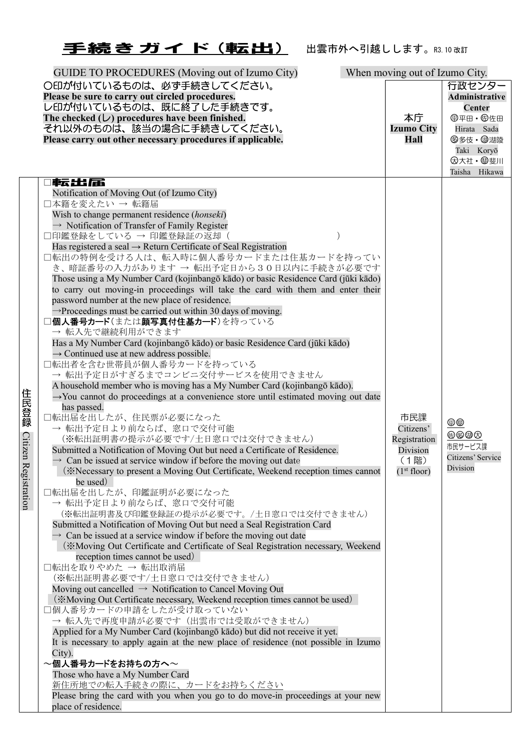# 手続きガイド（転出）

出雲市外へ引越しします。R3.10改訂

GUIDE TO PROCEDURES (Moving out of Izumo City)　　When moving out of Izumo City.

| ○印が付いているものは、必ず手続きしてください。<br>**Please be sure to carry out circled procedures.**<br>レ印が付いているものは、既に終了した手続きです。<br>**The checked (レ) procedures have been finished.**<br>それ以外のものは、該当の場合に手続きしてください。<br>**Please carry out other necessary procedures if applicable.** | | 本庁<br>**Izumo City Hall** | 行政センター<br>**Administrative Center**<br>㊥平田・㊣佐田 Hirata Sada<br>㊢多伎・㊤湖陵 Taki Koryō<br>㊧大社・㊨斐川 Taisha Hikawa |
|---|---|---|---|
| 住民登録 Citizen Registration | □**転出届**<br>Notification of Moving Out (of Izumo City)<br>□本籍を変えたい → 転籍届<br>Wish to change permanent residence (*honseki*)<br>→ Notification of Transfer of Family Register<br>□印鑑登録をしている → 印鑑登録証の返却（　　　　　　　　）<br>Has registered a seal → Return Certificate of Seal Registration<br>□転出の特例を受ける人は、転入時に個人番号カードまたは住基カードを持っていき、暗証番号の入力があります → 転出予定日から３０日以内に手続きが必要です<br>Those using a My Number Card (kojinbangō kādo) or basic Residence Card (jūki kādo) to carry out moving-in proceedings will take the card with them and enter their password number at the new place of residence.<br>→Proceedings must be carried out within 30 days of moving.<br>□**個人番号カード**（または**顔写真付住基カード**）を持っている<br>→ 転入先で継続利用ができます<br>Has a My Number Card (kojinbangō kādo) or basic Residence Card (jūki kādo)<br>→ Continued use at new address possible.<br>□転出者を含む世帯員が個人番号カードを持っている<br>→ 転出予定日がすぎるまでコンビニ交付サービスを使用できません<br>A household member who is moving has a My Number Card (kojinbangō kādo).<br>→You cannot do proceedings at a convenience store until estimated moving out date has passed.<br>□転出届を出したが、住民票が必要になった<br>→ 転出予定日より前ならば、窓口で交付可能<br>（※転出証明書の提示が必要です/土日窓口では交付できません）<br>Submitted a Notification of Moving Out but need a Certificate of Residence.<br>→ Can be issued at service window if before the moving out date<br>（※Necessary to present a Moving Out Certificate, Weekend reception times cannot be used）<br>□転出届を出したが、印鑑証明が必要になった<br>→ 転出予定日より前ならば、窓口で交付可能<br>（※転出証明書及び印鑑登録証の提示が必要です。/土日窓口では交付できません）<br>Submitted a Notification of Moving Out but need a Seal Registration Card<br>→ Can be issued at a service window if before the moving out date<br>（※Moving Out Certificate and Certificate of Seal Registration necessary, Weekend reception times cannot be used）<br>□転出を取りやめた → 転出取消届<br>（※転出証明書必要です/土日窓口では交付できません）<br>Moving out cancelled → Notification to Cancel Moving Out<br>（※Moving Out Certificate necessary, Weekend reception times cannot be used）<br>□個人番号カードの申請をしたが受け取っていない<br>→ 転入先で再度申請が必要です（出雲市では受取ができません）<br>Applied for a My Number Card (kojinbangō kādo) but did not receive it yet.<br>It is necessary to apply again at the new place of residence (not possible in Izumo City).<br>**～個人番号カードをお持ちの方へ～**<br>Those who have a My Number Card<br>新住所地での転入手続きの際に、カードをお持ちください<br>Please bring the card with you when you go to do move-in proceedings at your new place of residence. | 市民課<br>Citizens' Registration Division<br>（１階）<br>(1st floor) | ㊥㊨<br>㊣㊢㊤㊧<br>市民サービス課<br>Citizens' Service Division |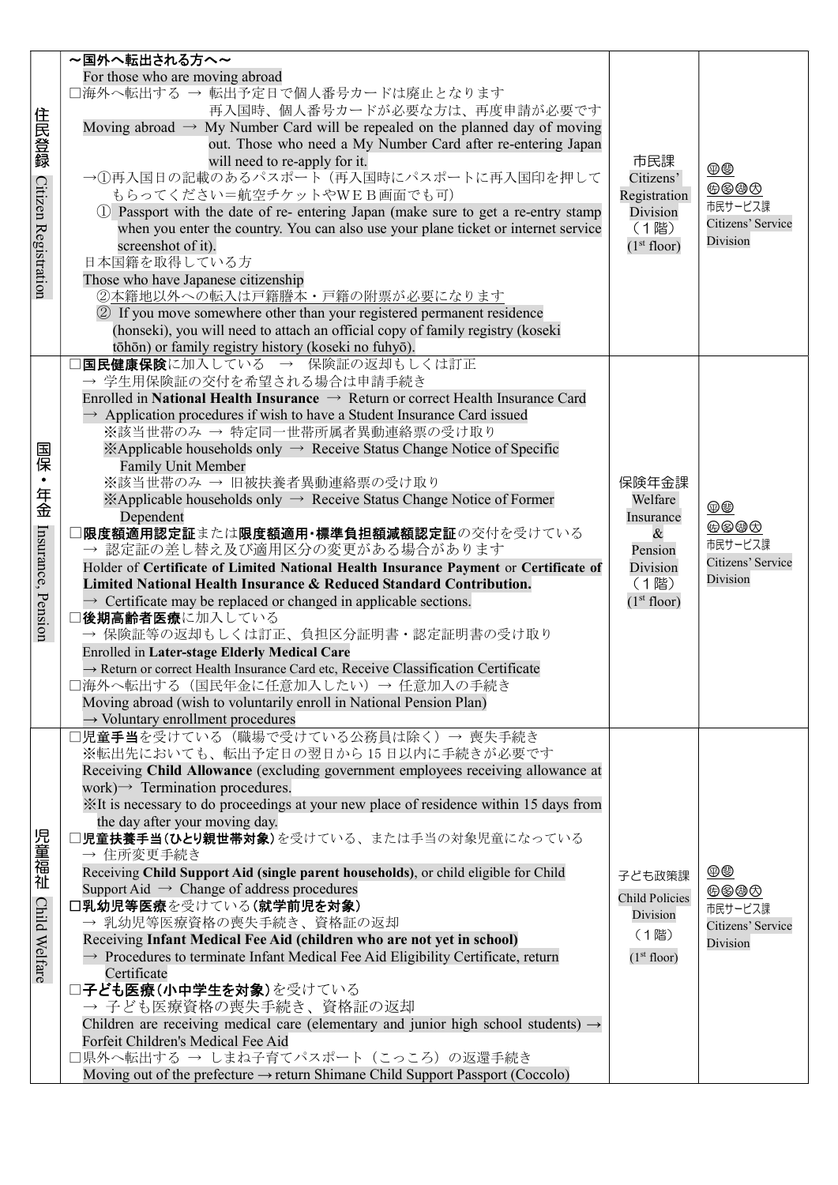| 住民登録 Citizen Registration | 〜国外へ転出される方へ〜<br>For those who are moving abroad<br>□海外へ転出する → 転出予定日で個人番号カードは廃止となります<br>再入国時、個人番号カードが必要な方は、再度申請が必要です<br>Moving abroad → My Number Card will be repealed on the planned day of moving out. Those who need a My Number Card after re-entering Japan will need to re-apply for it.<br>→①再入国日の記載のあるパスポート（再入国時にパスポートに再入国印を押してもらってください＝航空チケットやＷＥＢ画面でも可）<br>① Passport with the date of re- entering Japan (make sure to get a re-entry stamp when you enter the country. You can also use your plane ticket or internet service screenshot of it).<br>日本国籍を取得している方<br>Those who have Japanese citizenship<br>②本籍地以外への転入は戸籍謄本・戸籍の附票が必要になります<br>② If you move somewhere other than your registered permanent residence (honseki), you will need to attach an official copy of family registry (koseki tōhōn) or family registry history (koseki no fuhyō). | 市民課 Citizens' Registration Division （１階） (1st floor) | ㊥㊕ ㊎㊇㊐㊍ 市民サービス課 Citizens' Service Division |
|---|---|---|---|
| 国保・年金 Insurance, Pension | □**国民健康保険**に加入している → 保険証の返却もしくは訂正<br>→ 学生用保険証の交付を希望される場合は申請手続き<br>Enrolled in **National Health Insurance** → Return or correct Health Insurance Card<br>→ Application procedures if wish to have a Student Insurance Card issued<br>※該当世帯のみ → 特定同一世帯所属者異動連絡票の受け取り<br>※Applicable households only → Receive Status Change Notice of Specific Family Unit Member<br>※該当世帯のみ → 旧被扶養者異動連絡票の受け取り<br>※Applicable households only → Receive Status Change Notice of Former Dependent<br>□**限度額適用認定証**または**限度額適用･標準負担額減額認定証**の交付を受けている<br>→ 認定証の差し替え及び適用区分の変更がある場合があります<br>Holder of **Certificate of Limited National Health Insurance Payment** or **Certificate of Limited National Health Insurance & Reduced Standard Contribution.**<br>→ Certificate may be replaced or changed in applicable sections.<br>□**後期高齢者医療**に加入している<br>→ 保険証等の返却もしくは訂正、負担区分証明書・認定証明書の受け取り<br>Enrolled in **Later-stage Elderly Medical Care**<br>→ Return or correct Health Insurance Card etc, Receive Classification Certificate<br>□海外へ転出する（国民年金に任意加入したい）→ 任意加入の手続き<br>Moving abroad (wish to voluntarily enroll in National Pension Plan)<br>→ Voluntary enrollment procedures | 保険年金課 Welfare Insurance & Pension Division （１階） (1st floor) | ㊥㊕ ㊎㊇㊐㊍ 市民サービス課 Citizens' Service Division |
| 児童福祉 Child Welfare | □**児童手当**を受けている（職場で受けている公務員は除く）→ 喪失手続き<br>※転出先においても、転出予定日の翌日から 15 日以内に手続きが必要です<br>Receiving **Child Allowance** (excluding government employees receiving allowance at work)→ Termination procedures.<br>※It is necessary to do proceedings at your new place of residence within 15 days from the day after your moving day.<br>□**児童扶養手当（ひとり親世帯対象）**を受けている、または手当の対象児童になっている<br>→ 住所変更手続き<br>Receiving **Child Support Aid (single parent households)**, or child eligible for Child Support Aid → Change of address procedures<br>□**乳幼児等医療**を受けている（**就学前児を対象**）<br>→ 乳幼児等医療資格の喪失手続き、資格証の返却<br>Receiving **Infant Medical Fee Aid (children who are not yet in school)**<br>→ Procedures to terminate Infant Medical Fee Aid Eligibility Certificate, return Certificate<br>□**子ども医療（小中学生を対象）**を受けている<br>→ 子ども医療資格の喪失手続き、資格証の返却<br>Children are receiving medical care (elementary and junior high school students) → Forfeit Children's Medical Fee Aid<br>□県外へ転出する → しまね子育てパスポート（こっころ）の返還手続き<br>Moving out of the prefecture → return Shimane Child Support Passport (Coccolo) | 子ども政策課 Child Policies Division （１階） (1st floor) | ㊥㊕ ㊎㊇㊐㊍ 市民サービス課 Citizens' Service Division |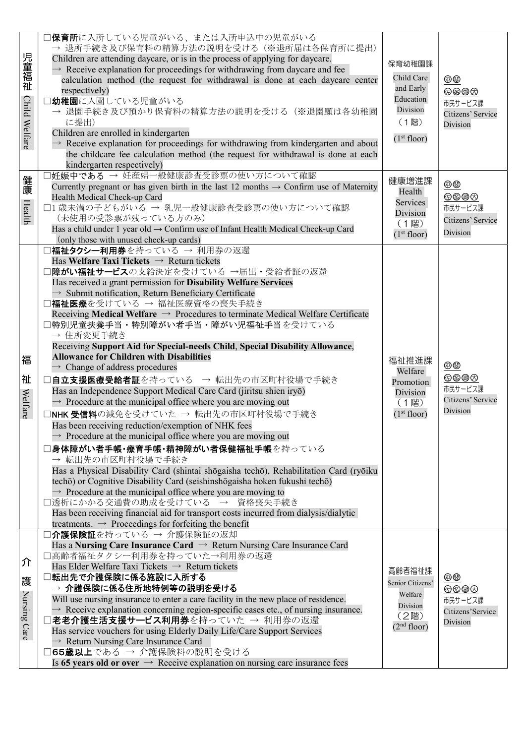| 児童福祉 Child Welfare | □**保育所**に入所している児童がいる、または入所申込中の児童がいる<br>→ 退所手続き及び保育料の精算方法の説明を受ける（※退所届は各保育所に提出）<br>Children are attending daycare, or is in the process of applying for daycare.<br>→ Receive explanation for proceedings for withdrawing from daycare and fee calculation method (the request for withdrawal is done at each daycare center respectively)<br>□**幼稚園**に入園している児童がいる<br>→ 退園手続き及び預かり保育料の精算方法の説明を受ける（※退園願は各幼稚園に提出）<br>Children are enrolled in kindergarten<br>→ Receive explanation for proceedings for withdrawing from kindergarten and about the childcare fee calculation method (the request for withdrawal is done at each kindergarten respectively) | 保育幼稚園課<br>Child Care and Early Education Division<br>（1階）<br>(1st floor) | ㊥㊫<br>㊧㊯㊨㊦<br>市民サービス課<br>Citizens' Service Division |
|---|---|---|---|
| 健康 Health | □妊娠中である → 妊産婦一般健康診査受診票の使い方について確認<br>Currently pregnant or has given birth in the last 12 months → Confirm use of Maternity Health Medical Check-up Card<br>□1歳未満の子どもがいる → 乳児一般健康診査受診票の使い方について確認<br>（未使用の受診票が残っている方のみ）<br>Has a child under 1 year old → Confirm use of Infant Health Medical Check-up Card<br>(only those with unused check-up cards) | 健康増進課<br>Health Services Division<br>（1階）<br>(1st floor) | ㊥㊫<br>㊧㊯㊨㊦<br>市民サービス課<br>Citizens' Service Division |
| 福祉 Welfare | □**福祉タクシー利用券**を持っている → 利用券の返還<br>Has **Welfare Taxi Tickets** → Return tickets<br>□**障がい福祉サービス**の支給決定を受けている →届出・受給者証の返還<br>Has received a grant permission for **Disability Welfare Services**<br>→ Submit notification, Return Beneficiary Certificate<br>□**福祉医療**を受けている → 福祉医療資格の喪失手続き<br>Receiving **Medical Welfare** → Procedures to terminate Medical Welfare Certificate<br>□**特別児童扶養手当・特別障がい者手当・障がい児福祉手当**を受けている<br>→ 住所変更手続き<br>Receiving **Support Aid for Special-needs Child**, **Special Disability Allowance**, **Allowance for Children with Disabilities**<br>→ Change of address procedures<br>□**自立支援医療受給者証**を持っている → 転出先の市区町村役場で手続き<br>Has an Independence Support Medical Care Card (jiritsu shien iryō)<br>→ Procedure at the municipal office where you are moving out<br>□**NHK受信料**の減免を受けていた → 転出先の市区町村役場で手続き<br>Has been receiving reduction/exemption of NHK fees<br>→ Procedure at the municipal office where you are moving out<br>□**身体障がい者手帳・療育手帳・精神障がい者保健福祉手帳**を持っている<br>→ 転出先の市区町村役場で手続き<br>Has a Physical Disability Card (shintai shōgaisha techō), Rehabilitation Card (ryōiku techō) or Cognitive Disability Card (seishinshōgaisha hoken fukushi techō)<br>→ Procedure at the municipal office where you are moving to<br>□透析にかかる交通費の助成を受けている → 資格喪失手続き<br>Has been receiving financial aid for transport costs incurred from dialysis/dialytic treatments. → Proceedings for forfeiting the benefit | 福祉推進課<br>Welfare Promotion Division<br>（1階）<br>(1st floor) | ㊥㊫<br>㊧㊯㊨㊦<br>市民サービス課<br>Citizens' Service Division |
| 介護 Nursing Care | □**介護保険証**を持っている → 介護保険証の返却<br>Has a **Nursing Care Insurance Card** → Return Nursing Care Insurance Card<br>□高齢者福祉タクシー利用券を持っていた→利用券の返還<br>Has Elder Welfare Taxi Tickets → Return tickets<br>□**転出先で介護保険に係る施設に入所する**<br>→ **介護保険に係る住所地特例等の説明を受ける**<br>Will use nursing insurance to enter a care facility in the new place of residence.<br>→ Receive explanation concerning region-specific cases etc., of nursing insurance.<br>□**老老介護生活支援サービス利用券**を持っていた → 利用券の返還<br>Has service vouchers for using Elderly Daily Life/Care Support Services<br>→ Return Nursing Care Insurance Card<br>□**65歳以上**である → 介護保険料の説明を受ける<br>Is **65 years old or over** → Receive explanation on nursing care insurance fees | 高齢者福祉課<br>Senior Citizens' Welfare Division<br>（2階）<br>(2nd floor) | ㊥㊫<br>㊧㊯㊨㊦<br>市民サービス課<br>Citizens'Service Division |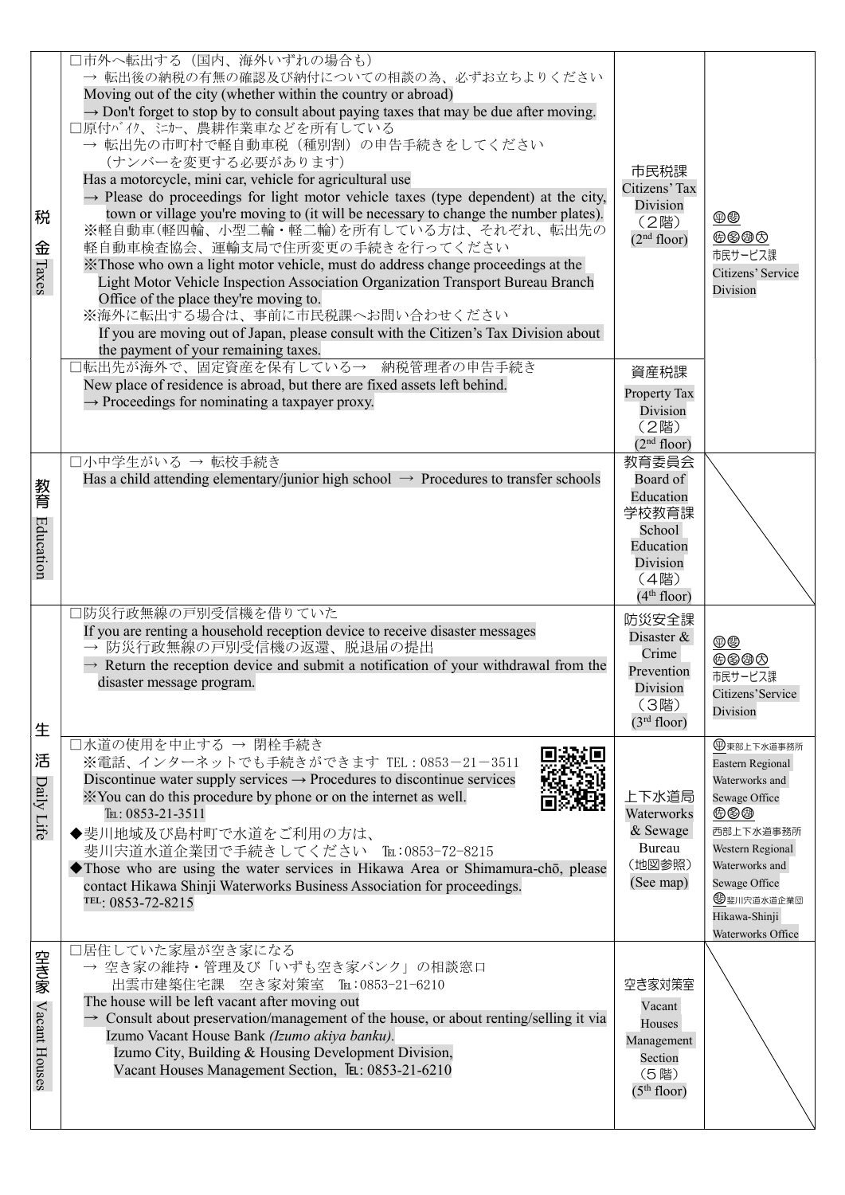| | | | |
|---|---|---|---|
| 税金 Taxes | □市外へ転出する（国内、海外いずれの場合も）<br>→ 転出後の納税の有無の確認及び納付についての相談の為、必ずお立ちよりください<br>Moving out of the city (whether within the country or abroad)<br>→ Don't forget to stop by to consult about paying taxes that may be due after moving.<br>□原付ﾊﾞｲｸ、ﾐﾆｶｰ、農耕作業車などを所有している<br>→ 転出先の市町村で軽自動車税（種別割）の申告手続きをしてください<br>（ナンバーを変更する必要があります）<br>Has a motorcycle, mini car, vehicle for agricultural use<br>→ Please do proceedings for light motor vehicle taxes (type dependent) at the city, town or village you're moving to (it will be necessary to change the number plates).<br>※軽自動車(軽四輪、小型二輪・軽二輪)を所有している方は、それぞれ、転出先の軽自動車検査協会、運輸支局で住所変更の手続きを行ってください<br>※Those who own a light motor vehicle, must do address change proceedings at the Light Motor Vehicle Inspection Association Organization Transport Bureau Branch Office of the place they're moving to.<br>※海外に転出する場合は、事前に市民税課へお問い合わせください<br>If you are moving out of Japan, please consult with the Citizen's Tax Division about the payment of your remaining taxes. | 市民税課<br>Citizens' Tax Division<br>（２階）<br>(2nd floor) | ㊥㊮<br>㊝㊯㊰㊛<br>市民サービス課<br>Citizens' Service Division |
| | □転出先が海外で、固定資産を保有している→ 納税管理者の申告手続き<br>New place of residence is abroad, but there are fixed assets left behind.<br>→ Proceedings for nominating a taxpayer proxy. | 資産税課<br>Property Tax Division<br>（２階）<br>(2nd floor) | |
| 教育 Education | □小中学生がいる → 転校手続き<br>Has a child attending elementary/junior high school → Procedures to transfer schools | 教育委員会<br>Board of Education<br>学校教育課<br>School Education Division<br>（４階）<br>(4th floor) | |
| 生活 Daily Life | □防災行政無線の戸別受信機を借りていた<br>If you are renting a household reception device to receive disaster messages<br>→ 防災行政無線の戸別受信機の返還、脱退届の提出<br>→ Return the reception device and submit a notification of your withdrawal from the disaster message program. | 防災安全課<br>Disaster & Crime Prevention Division<br>（３階）<br>(3rd floor) | ㊥㊮<br>㊝㊯㊰㊛<br>市民サービス課<br>Citizens'Service Division |
| | □水道の使用を中止する → 閉栓手続き<br>※電話、インターネットでも手続きができます TEL：0853－21－3511<br>Discontinue water supply services → Procedures to discontinue services<br>※You can do this procedure by phone or on the internet as well.<br>TEL: 0853-21-3511<br>◆斐川地域及び島村町で水道をご利用の方は、<br>斐川宍道水道企業団で手続きしてください TEL：0853-72-8215<br>◆Those who are using the water services in Hikawa Area or Shimamura-chō, please contact Hikawa Shinji Waterworks Business Association for proceedings.<br>TEL: 0853-72-8215 | 上下水道局<br>Waterworks & Sewage Bureau<br>（地図参照）<br>(See map) | ㊥東部上下水道事務所<br>Eastern Regional Waterworks and Sewage Office<br>㊝㊯㊰<br>西部上下水道事務所<br>Western Regional Waterworks and Sewage Office<br>㊮斐川宍道水道企業団<br>Hikawa-Shinji Waterworks Office |
| 空き家 Vacant Houses | □居住していた家屋が空き家になる<br>→ 空き家の維持・管理及び「いずも空き家バンク」の相談窓口<br>出雲市建築住宅課 空き家対策室 TEL：0853-21-6210<br>The house will be left vacant after moving out<br>→ Consult about preservation/management of the house, or about renting/selling it via Izumo Vacant House Bank *(Izumo akiya banku)*.<br>Izumo City, Building & Housing Development Division,<br>Vacant Houses Management Section, TEL: 0853-21-6210 | 空き家対策室<br>Vacant Houses Management Section<br>（５階）<br>(5th floor) | |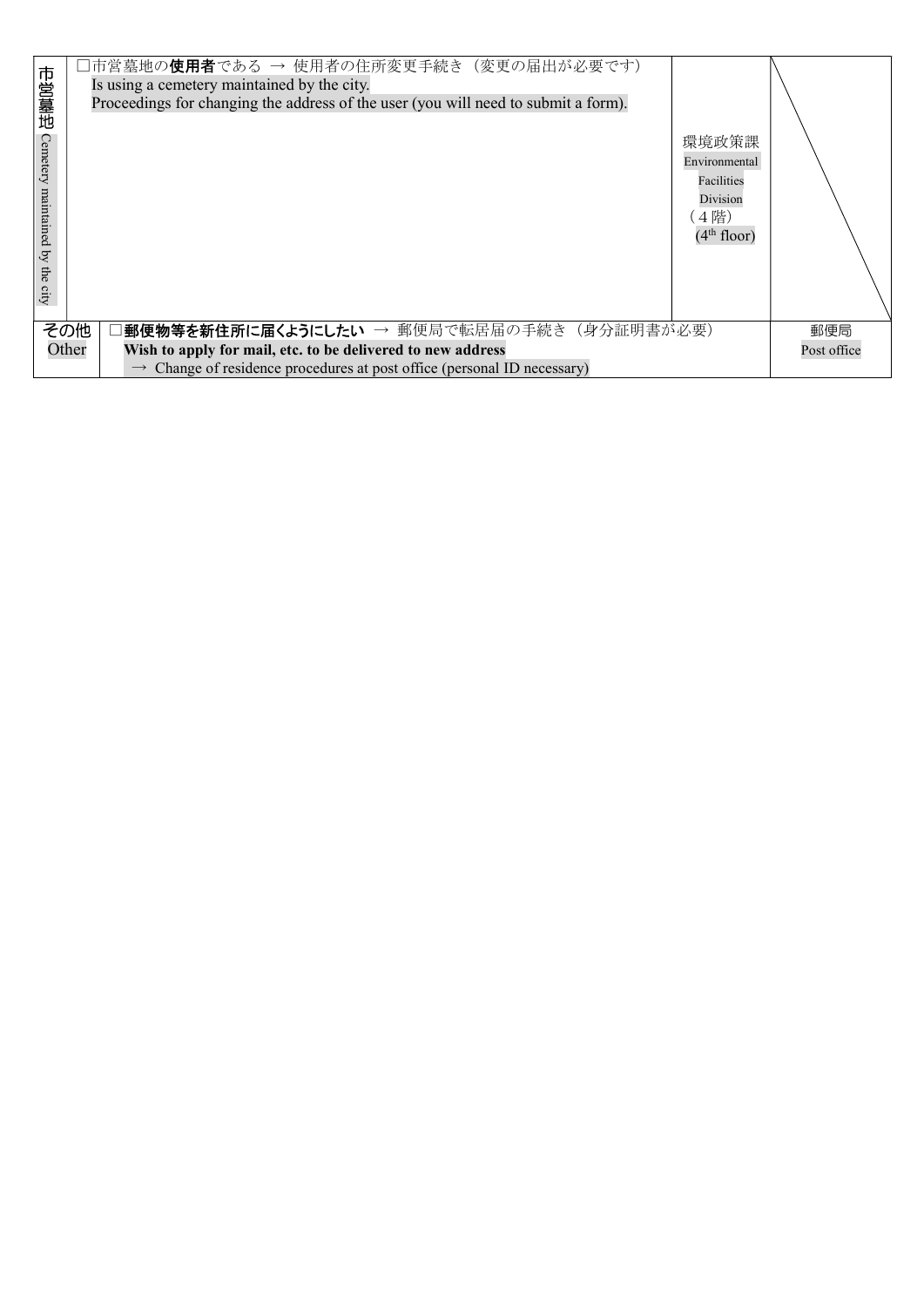| | | | |
|---|---|---|---|
| 市営墓地 Cemetery maintained by the city | □市営墓地の**使用者**である → 使用者の住所変更手続き（変更の届出が必要です）<br>Is using a cemetery maintained by the city.<br>Proceedings for changing the address of the user (you will need to submit a form). | 環境政策課<br>Environmental Facilities Division<br>（４階）<br>(4th floor) | |
| その他<br>Other | □**郵便物等を新住所に届くようにしたい** → 郵便局で転居届の手続き（身分証明書が必要）<br>**Wish to apply for mail, etc. to be delivered to new address**<br>→ Change of residence procedures at post office (personal ID necessary) | | 郵便局<br>Post office |